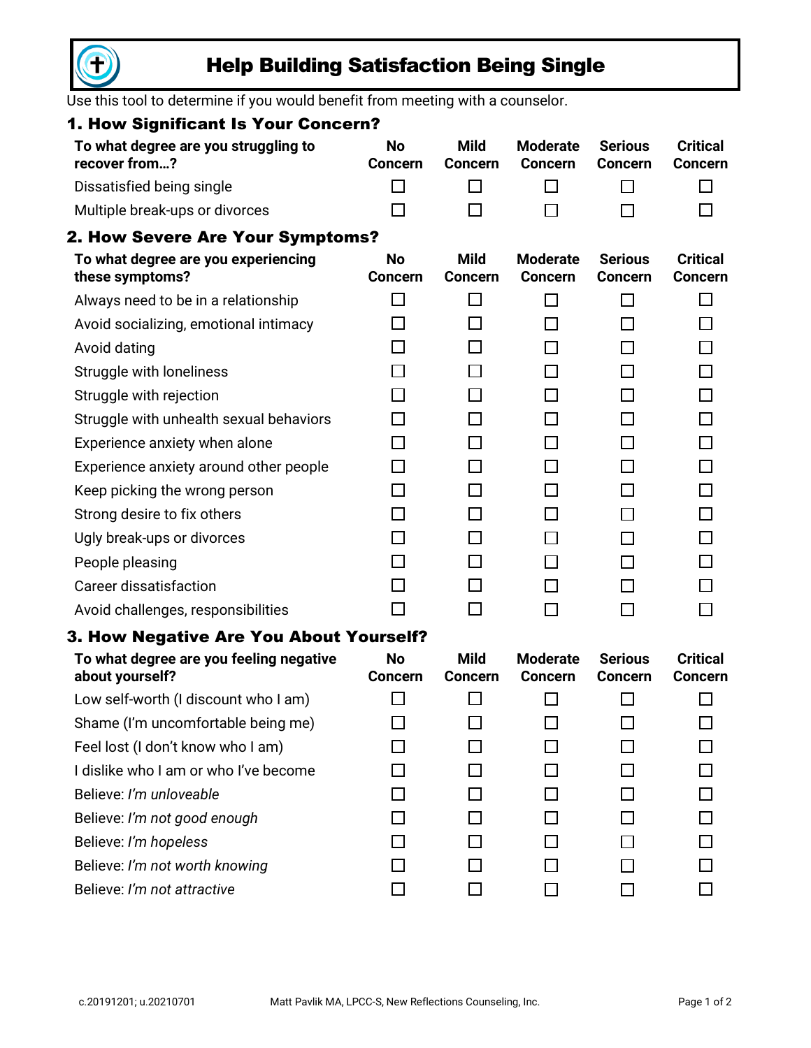# Help Building Satisfaction Being Single

Use this tool to determine if you would benefit from meeting with a counselor.

## 1. How Significant Is Your Concern?

| To what degree are you struggling to recover from…? | No Concern | Mild Concern | Moderate Concern | Serious Concern | Critical Concern |
|---|---|---|---|---|---|
| Dissatisfied being single | ☐ | ☐ | ☐ | ☐ | ☐ |
| Multiple break-ups or divorces | ☐ | ☐ | ☐ | ☐ | ☐ |

## 2. How Severe Are Your Symptoms?

| To what degree are you experiencing these symptoms? | No Concern | Mild Concern | Moderate Concern | Serious Concern | Critical Concern |
|---|---|---|---|---|---|
| Always need to be in a relationship | ☐ | ☐ | ☐ | ☐ | ☐ |
| Avoid socializing, emotional intimacy | ☐ | ☐ | ☐ | ☐ | ☐ |
| Avoid dating | ☐ | ☐ | ☐ | ☐ | ☐ |
| Struggle with loneliness | ☐ | ☐ | ☐ | ☐ | ☐ |
| Struggle with rejection | ☐ | ☐ | ☐ | ☐ | ☐ |
| Struggle with unhealth sexual behaviors | ☐ | ☐ | ☐ | ☐ | ☐ |
| Experience anxiety when alone | ☐ | ☐ | ☐ | ☐ | ☐ |
| Experience anxiety around other people | ☐ | ☐ | ☐ | ☐ | ☐ |
| Keep picking the wrong person | ☐ | ☐ | ☐ | ☐ | ☐ |
| Strong desire to fix others | ☐ | ☐ | ☐ | ☐ | ☐ |
| Ugly break-ups or divorces | ☐ | ☐ | ☐ | ☐ | ☐ |
| People pleasing | ☐ | ☐ | ☐ | ☐ | ☐ |
| Career dissatisfaction | ☐ | ☐ | ☐ | ☐ | ☐ |
| Avoid challenges, responsibilities | ☐ | ☐ | ☐ | ☐ | ☐ |

## 3. How Negative Are You About Yourself?

| To what degree are you feeling negative about yourself? | No Concern | Mild Concern | Moderate Concern | Serious Concern | Critical Concern |
|---|---|---|---|---|---|
| Low self-worth (I discount who I am) | ☐ | ☐ | ☐ | ☐ | ☐ |
| Shame (I'm uncomfortable being me) | ☐ | ☐ | ☐ | ☐ | ☐ |
| Feel lost (I don't know who I am) | ☐ | ☐ | ☐ | ☐ | ☐ |
| I dislike who I am or who I've become | ☐ | ☐ | ☐ | ☐ | ☐ |
| Believe: *I'm unloveable* | ☐ | ☐ | ☐ | ☐ | ☐ |
| Believe: *I'm not good enough* | ☐ | ☐ | ☐ | ☐ | ☐ |
| Believe: *I'm hopeless* | ☐ | ☐ | ☐ | ☐ | ☐ |
| Believe: *I'm not worth knowing* | ☐ | ☐ | ☐ | ☐ | ☐ |
| Believe: *I'm not attractive* | ☐ | ☐ | ☐ | ☐ | ☐ |

c.20191201; u.20210701    Matt Pavlik MA, LPCC-S, New Reflections Counseling, Inc.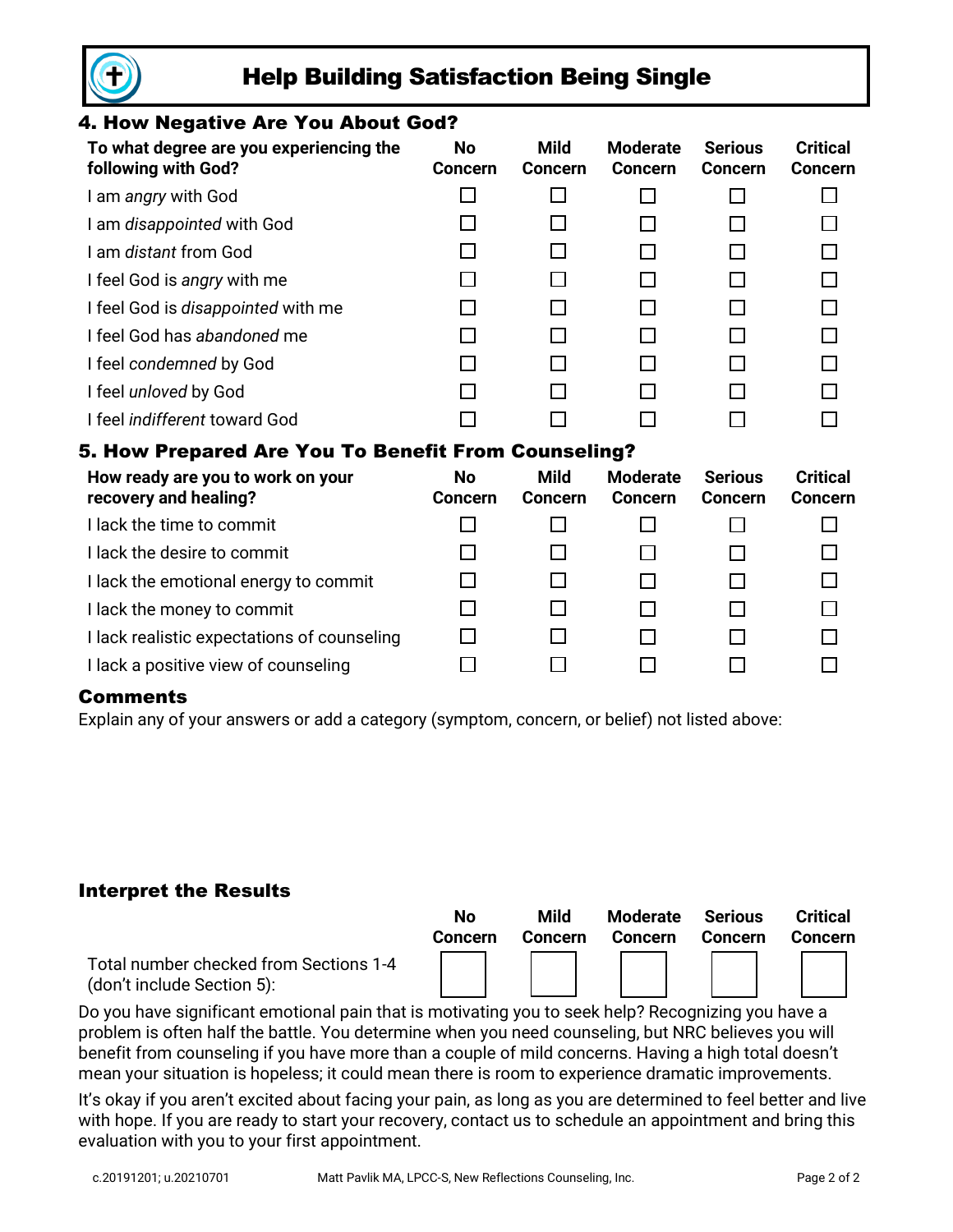# Help Building Satisfaction Being Single

## 4. How Negative Are You About God?

| To what degree are you experiencing the following with God? | No Concern | Mild Concern | Moderate Concern | Serious Concern | Critical Concern |
|---|---|---|---|---|---|
| I am *angry* with God | ☐ | ☐ | ☐ | ☐ | ☐ |
| I am *disappointed* with God | ☐ | ☐ | ☐ | ☐ | ☐ |
| I am *distant* from God | ☐ | ☐ | ☐ | ☐ | ☐ |
| I feel God is *angry* with me | ☐ | ☐ | ☐ | ☐ | ☐ |
| I feel God is *disappointed* with me | ☐ | ☐ | ☐ | ☐ | ☐ |
| I feel God has *abandoned* me | ☐ | ☐ | ☐ | ☐ | ☐ |
| I feel *condemned* by God | ☐ | ☐ | ☐ | ☐ | ☐ |
| I feel *unloved* by God | ☐ | ☐ | ☐ | ☐ | ☐ |
| I feel *indifferent* toward God | ☐ | ☐ | ☐ | ☐ | ☐ |

## 5. How Prepared Are You To Benefit From Counseling?

| How ready are you to work on your recovery and healing? | No Concern | Mild Concern | Moderate Concern | Serious Concern | Critical Concern |
|---|---|---|---|---|---|
| I lack the time to commit | ☐ | ☐ | ☐ | ☐ | ☐ |
| I lack the desire to commit | ☐ | ☐ | ☐ | ☐ | ☐ |
| I lack the emotional energy to commit | ☐ | ☐ | ☐ | ☐ | ☐ |
| I lack the money to commit | ☐ | ☐ | ☐ | ☐ | ☐ |
| I lack realistic expectations of counseling | ☐ | ☐ | ☐ | ☐ | ☐ |
| I lack a positive view of counseling | ☐ | ☐ | ☐ | ☐ | ☐ |

## Comments

Explain any of your answers or add a category (symptom, concern, or belief) not listed above:

## Interpret the Results

| | No Concern | Mild Concern | Moderate Concern | Serious Concern | Critical Concern |
|---|---|---|---|---|---|
| Total number checked from Sections 1-4 (don't include Section 5): | | | | | |

Do you have significant emotional pain that is motivating you to seek help? Recognizing you have a problem is often half the battle. You determine when you need counseling, but NRC believes you will benefit from counseling if you have more than a couple of mild concerns. Having a high total doesn't mean your situation is hopeless; it could mean there is room to experience dramatic improvements.

It's okay if you aren't excited about facing your pain, as long as you are determined to feel better and live with hope. If you are ready to start your recovery, contact us to schedule an appointment and bring this evaluation with you to your first appointment.

c.20191201; u.20210701 Matt Pavlik MA, LPCC-S, New Reflections Counseling, Inc.